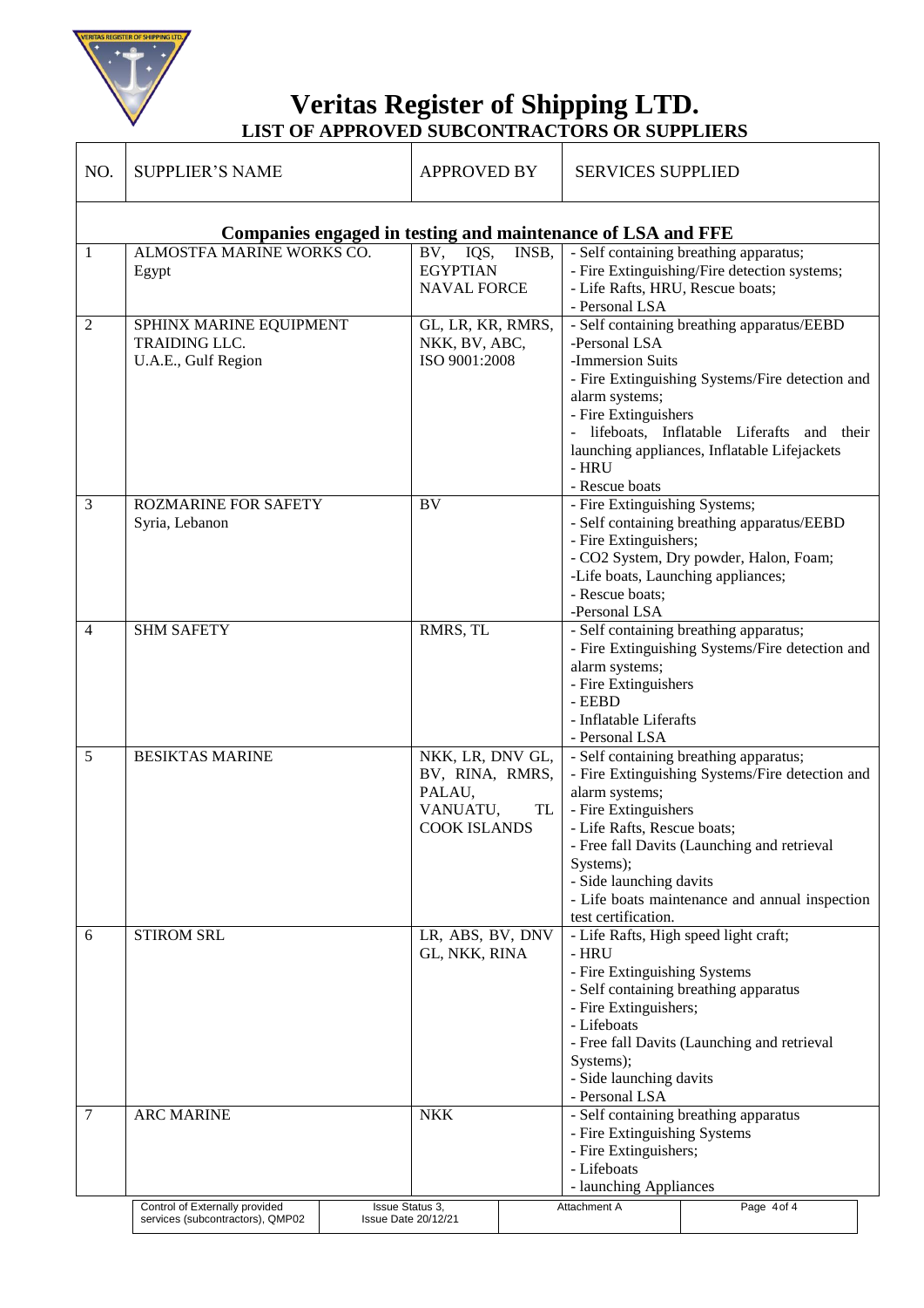# Veritas Register of Shipping LTD.

## LIST OF APPROVED SUBCONTRACTORS OR SUPPLIERS

| NO. | SUPPLIER'S NAME | APPROVED BY | SERVICES SUPPLIED |
|---|---|---|---|
| **Companies engaged in testing and maintenance of LSA and FFE** | | | |
| 1 | ALMOSTFA MARINE WORKS CO.<br>Egypt | BV, IQS, INSB, EGYPTIAN NAVAL FORCE | - Self containing breathing apparatus;<br>- Fire Extinguishing/Fire detection systems;<br>- Life Rafts, HRU, Rescue boats;<br>- Personal LSA |
| 2 | SPHINX MARINE EQUIPMENT TRAIDING LLC.<br>U.A.E., Gulf Region | GL, LR, KR, RMRS, NKK, BV, ABC, ISO 9001:2008 | - Self containing breathing apparatus/EEBD<br>-Personal LSA<br>-Immersion Suits<br>- Fire Extinguishing Systems/Fire detection and alarm systems;<br>- Fire Extinguishers<br>- lifeboats, Inflatable Liferafts and their launching appliances, Inflatable Lifejackets<br>- HRU<br>- Rescue boats |
| 3 | ROZMARINE FOR SAFETY<br>Syria, Lebanon | BV | - Fire Extinguishing Systems;<br>- Self containing breathing apparatus/EEBD<br>- Fire Extinguishers;<br>- CO2 System, Dry powder, Halon, Foam;<br>-Life boats, Launching appliances;<br>- Rescue boats;<br>-Personal LSA |
| 4 | SHM SAFETY | RMRS, TL | - Self containing breathing apparatus;<br>- Fire Extinguishing Systems/Fire detection and alarm systems;<br>- Fire Extinguishers<br>- EEBD<br>- Inflatable Liferafts<br>- Personal LSA |
| 5 | BESIKTAS MARINE | NKK, LR, DNV GL, BV, RINA, RMRS, PALAU, VANUATU, TL COOK ISLANDS | - Self containing breathing apparatus;<br>- Fire Extinguishing Systems/Fire detection and alarm systems;<br>- Fire Extinguishers<br>- Life Rafts, Rescue boats;<br>- Free fall Davits (Launching and retrieval Systems);<br>- Side launching davits<br>- Life boats maintenance and annual inspection test certification. |
| 6 | STIROM SRL | LR, ABS, BV, DNV GL, NKK, RINA | - Life Rafts, High speed light craft;<br>- HRU<br>- Fire Extinguishing Systems<br>- Self containing breathing apparatus<br>- Fire Extinguishers;<br>- Lifeboats<br>- Free fall Davits (Launching and retrieval Systems);<br>- Side launching davits<br>- Personal LSA |
| 7 | ARC MARINE | NKK | - Self containing breathing apparatus<br>- Fire Extinguishing Systems<br>- Fire Extinguishers;<br>- Lifeboats<br>- launching Appliances |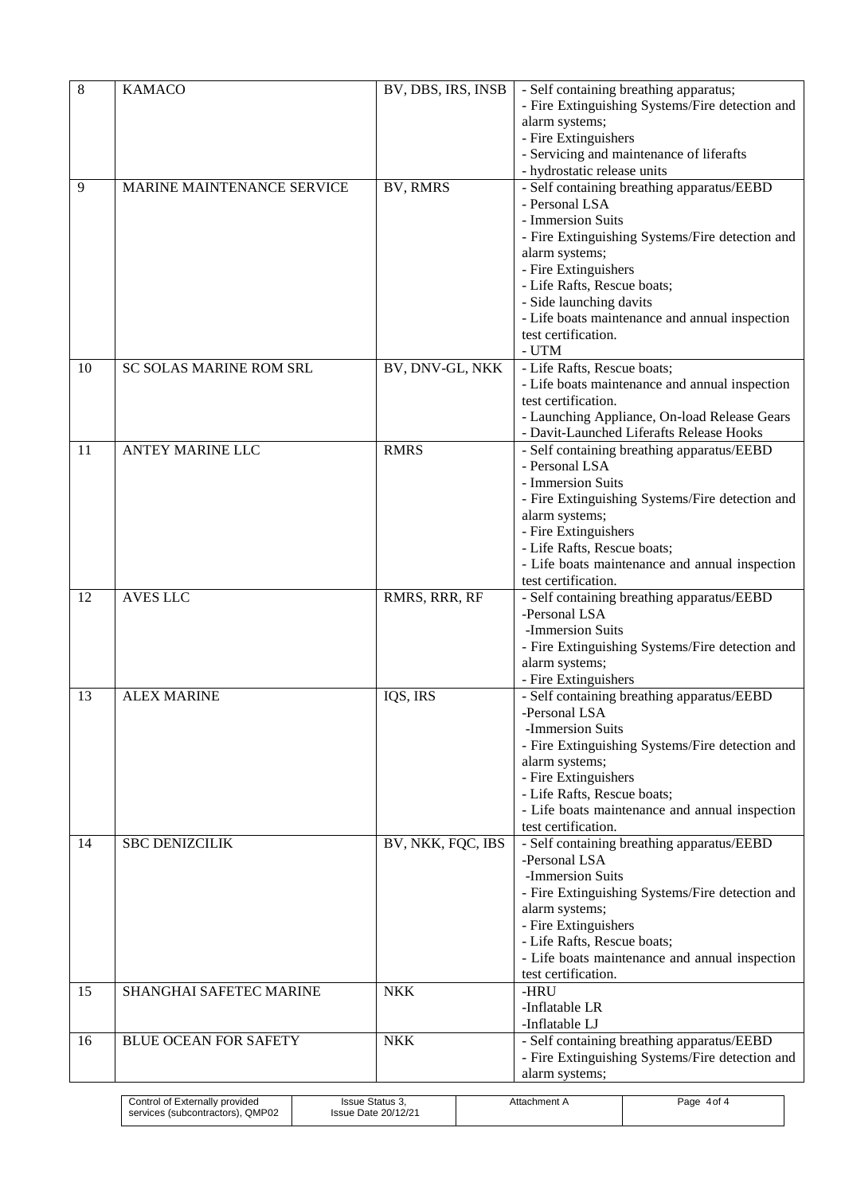| 8 | KAMACO | BV, DBS, IRS, INSB | - Self containing breathing apparatus;<br>- Fire Extinguishing Systems/Fire detection and alarm systems;<br>- Fire Extinguishers<br>- Servicing and maintenance of liferafts<br>- hydrostatic release units |
|---|---|---|---|
| 9 | MARINE MAINTENANCE SERVICE | BV, RMRS | - Self containing breathing apparatus/EEBD<br>- Personal LSA<br>- Immersion Suits<br>- Fire Extinguishing Systems/Fire detection and alarm systems;<br>- Fire Extinguishers<br>- Life Rafts, Rescue boats;<br>- Side launching davits<br>- Life boats maintenance and annual inspection test certification.<br>- UTM |
| 10 | SC SOLAS MARINE ROM SRL | BV, DNV-GL, NKK | - Life Rafts, Rescue boats;<br>- Life boats maintenance and annual inspection test certification.<br>- Launching Appliance, On-load Release Gears<br>- Davit-Launched Liferafts Release Hooks |
| 11 | ANTEY MARINE LLC | RMRS | - Self containing breathing apparatus/EEBD<br>- Personal LSA<br>- Immersion Suits<br>- Fire Extinguishing Systems/Fire detection and alarm systems;<br>- Fire Extinguishers<br>- Life Rafts, Rescue boats;<br>- Life boats maintenance and annual inspection test certification. |
| 12 | AVES LLC | RMRS, RRR, RF | - Self containing breathing apparatus/EEBD<br>-Personal LSA<br>-Immersion Suits<br>- Fire Extinguishing Systems/Fire detection and alarm systems;<br>- Fire Extinguishers |
| 13 | ALEX MARINE | IQS, IRS | - Self containing breathing apparatus/EEBD<br>-Personal LSA<br>-Immersion Suits<br>- Fire Extinguishing Systems/Fire detection and alarm systems;<br>- Fire Extinguishers<br>- Life Rafts, Rescue boats;<br>- Life boats maintenance and annual inspection test certification. |
| 14 | SBC DENIZCILIK | BV, NKK, FQC, IBS | - Self containing breathing apparatus/EEBD<br>-Personal LSA<br>-Immersion Suits<br>- Fire Extinguishing Systems/Fire detection and alarm systems;<br>- Fire Extinguishers<br>- Life Rafts, Rescue boats;<br>- Life boats maintenance and annual inspection test certification. |
| 15 | SHANGHAI SAFETEC MARINE | NKK | -HRU<br>-Inflatable LR<br>-Inflatable LJ |
| 16 | BLUE OCEAN FOR SAFETY | NKK | - Self containing breathing apparatus/EEBD<br>- Fire Extinguishing Systems/Fire detection and alarm systems; |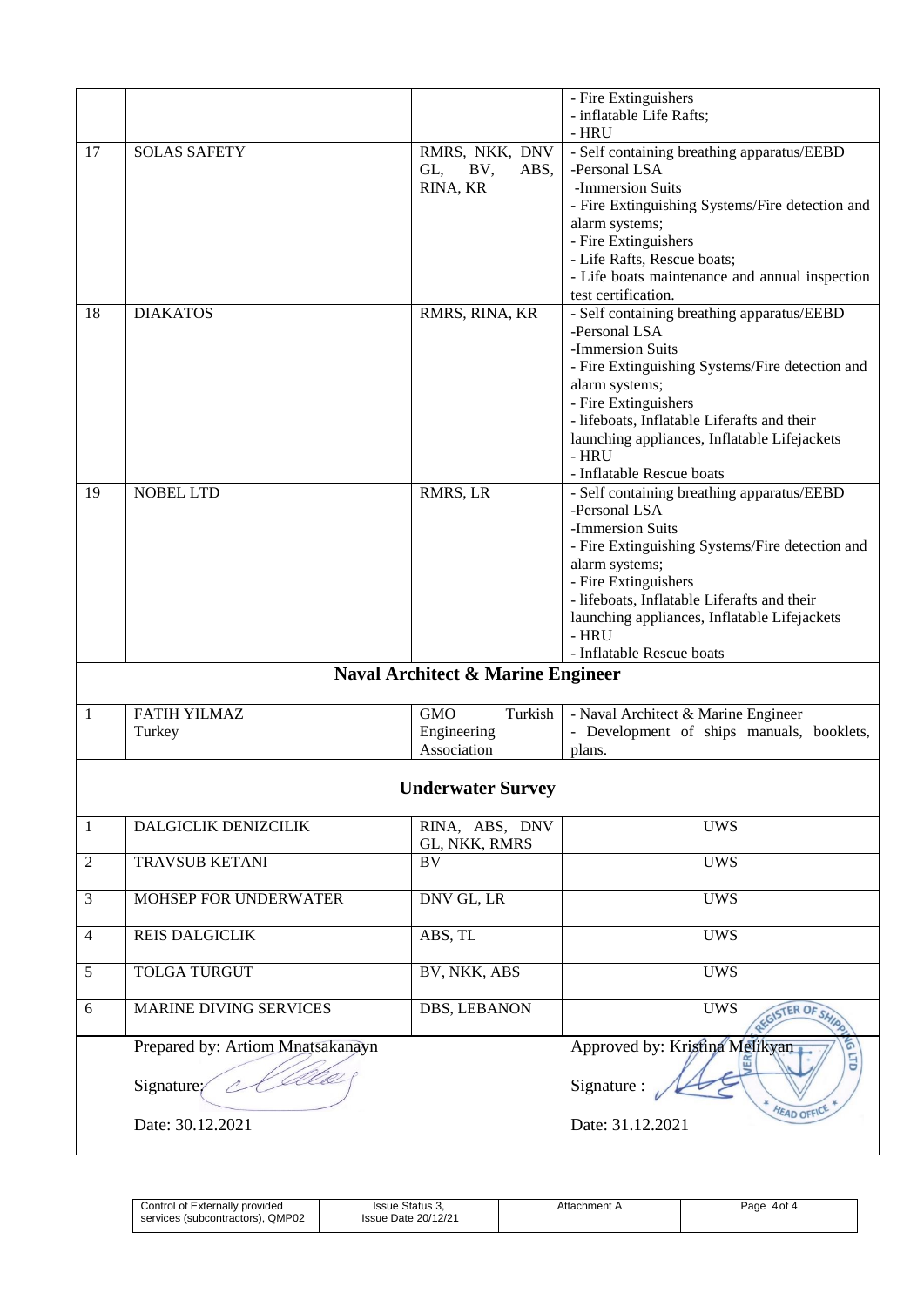| | | | |
|---|---|---|---|
| | | | - Fire Extinguishers<br>- inflatable Life Rafts;<br>- HRU |
| 17 | SOLAS SAFETY | RMRS, NKK, DNV GL, BV, ABS, RINA, KR | - Self containing breathing apparatus/EEBD<br>-Personal LSA<br>-Immersion Suits<br>- Fire Extinguishing Systems/Fire detection and alarm systems;<br>- Fire Extinguishers<br>- Life Rafts, Rescue boats;<br>- Life boats maintenance and annual inspection test certification. |
| 18 | DIAKATOS | RMRS, RINA, KR | - Self containing breathing apparatus/EEBD<br>-Personal LSA<br>-Immersion Suits<br>- Fire Extinguishing Systems/Fire detection and alarm systems;<br>- Fire Extinguishers<br>- lifeboats, Inflatable Liferafts and their launching appliances, Inflatable Lifejackets<br>- HRU<br>- Inflatable Rescue boats |
| 19 | NOBEL LTD | RMRS, LR | - Self containing breathing apparatus/EEBD<br>-Personal LSA<br>-Immersion Suits<br>- Fire Extinguishing Systems/Fire detection and alarm systems;<br>- Fire Extinguishers<br>- lifeboats, Inflatable Liferafts and their launching appliances, Inflatable Lifejackets<br>- HRU<br>- Inflatable Rescue boats |
| **Naval Architect & Marine Engineer** | | | |
| 1 | FATIH YILMAZ<br>Turkey | GMO Turkish Engineering Association | - Naval Architect & Marine Engineer<br>- Development of ships manuals, booklets, plans. |
| **Underwater Survey** | | | |
| 1 | DALGICLIK DENIZCILIK | RINA, ABS, DNV GL, NKK, RMRS | UWS |
| 2 | TRAVSUB KETANI | BV | UWS |
| 3 | MOHSEP FOR UNDERWATER | DNV GL, LR | UWS |
| 4 | REIS DALGICLIK | ABS, TL | UWS |
| 5 | TOLGA TURGUT | BV, NKK, ABS | UWS |
| 6 | MARINE DIVING SERVICES | DBS, LEBANON | UWS |

Prepared by: Artiom Mnatsakanayn

Signature:

Date: 30.12.2021

Approved by: Kristina Melikyan

Signature :

Date: 31.12.2021

REGISTER OF SHIPPING LTD — HEAD OFFICE

| | | | |
|---|---|---|---|
| Control of Externally provided services (subcontractors), QMP02 | Issue Status 3, Issue Date 20/12/21 | Attachment A | |